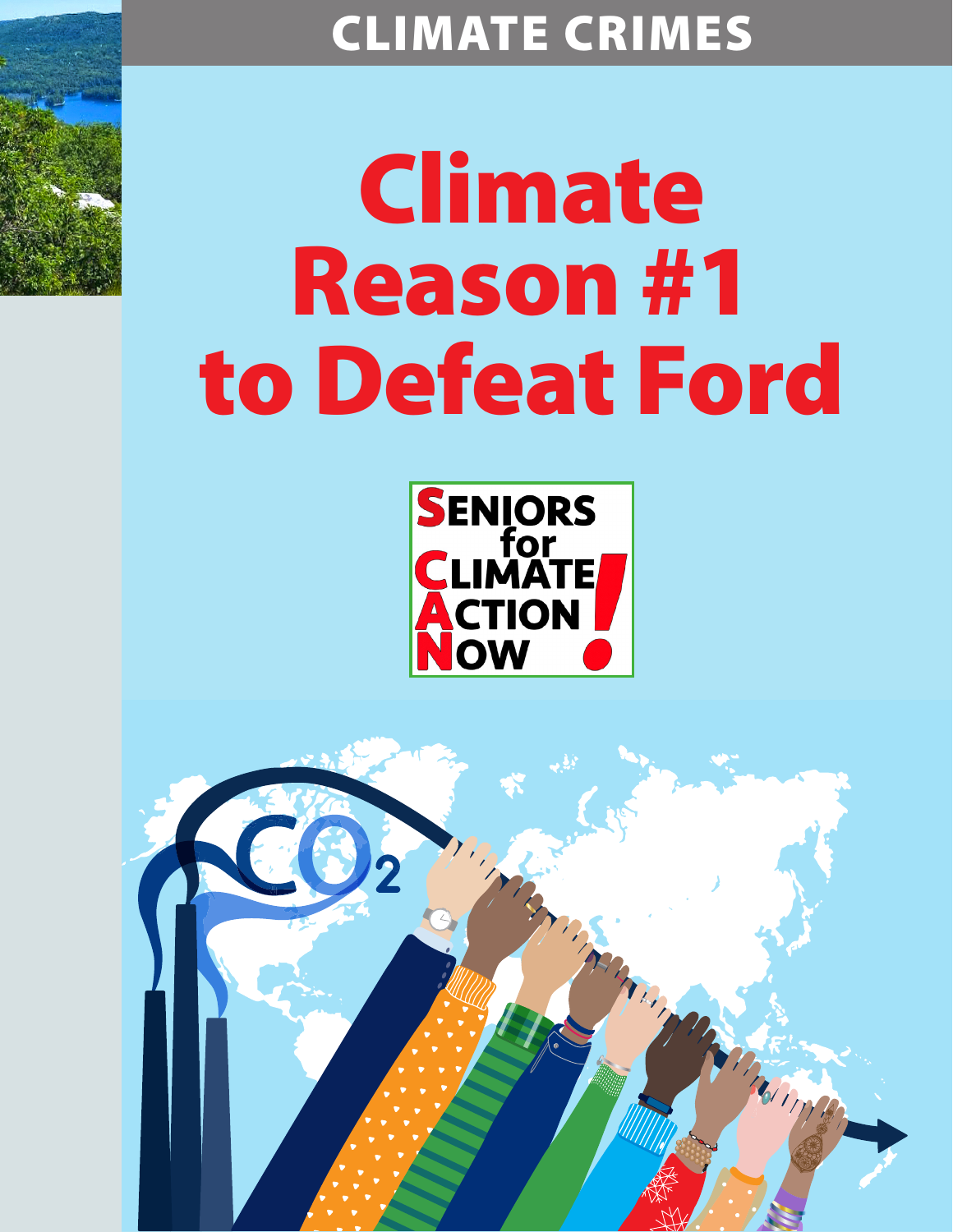CLIMATE CRIMES

# Climate Reason #1 to Defeat Ford

SENIORS for CLIMATE ACTION NOW!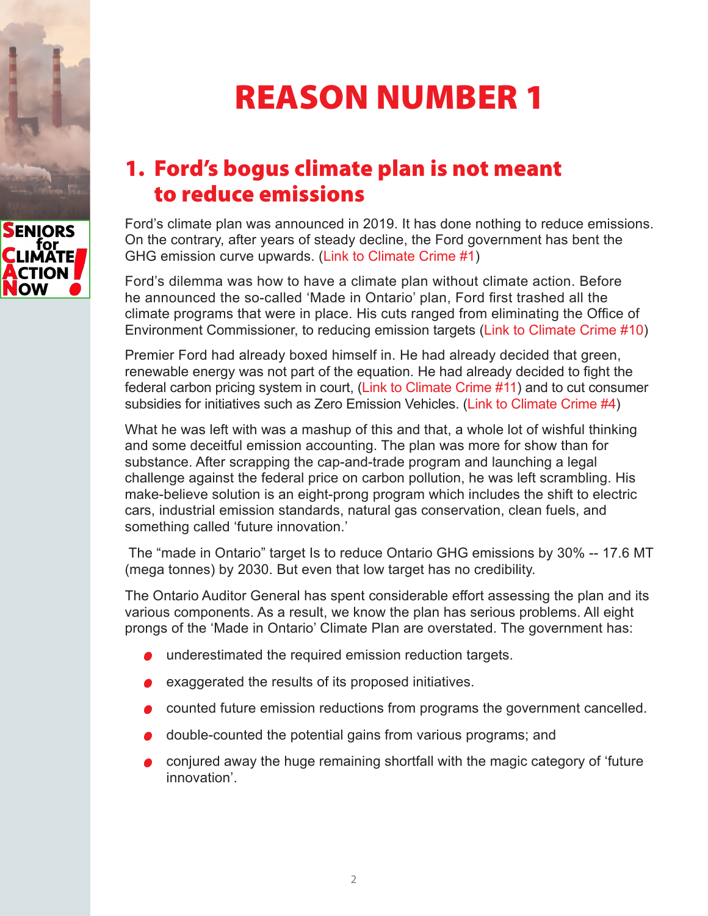# REASON NUMBER 1

## 1. Ford's bogus climate plan is not meant to reduce emissions

Ford's climate plan was announced in 2019. It has done nothing to reduce emissions. On the contrary, after years of steady decline, the Ford government has bent the GHG emission curve upwards. (Link to Climate Crime #1)

Ford's dilemma was how to have a climate plan without climate action. Before he announced the so-called 'Made in Ontario' plan, Ford first trashed all the climate programs that were in place. His cuts ranged from eliminating the Office of Environment Commissioner, to reducing emission targets (Link to Climate Crime #10)

Premier Ford had already boxed himself in. He had already decided that green, renewable energy was not part of the equation. He had already decided to fight the federal carbon pricing system in court, (Link to Climate Crime #11) and to cut consumer subsidies for initiatives such as Zero Emission Vehicles. (Link to Climate Crime #4)

What he was left with was a mashup of this and that, a whole lot of wishful thinking and some deceitful emission accounting. The plan was more for show than for substance. After scrapping the cap-and-trade program and launching a legal challenge against the federal price on carbon pollution, he was left scrambling. His make-believe solution is an eight-prong program which includes the shift to electric cars, industrial emission standards, natural gas conservation, clean fuels, and something called 'future innovation.'

The "made in Ontario" target Is to reduce Ontario GHG emissions by 30% -- 17.6 MT (mega tonnes) by 2030. But even that low target has no credibility.

The Ontario Auditor General has spent considerable effort assessing the plan and its various components. As a result, we know the plan has serious problems. All eight prongs of the 'Made in Ontario' Climate Plan are overstated. The government has:

- underestimated the required emission reduction targets.
- exaggerated the results of its proposed initiatives.
- counted future emission reductions from programs the government cancelled.
- double-counted the potential gains from various programs; and
- conjured away the huge remaining shortfall with the magic category of 'future innovation'.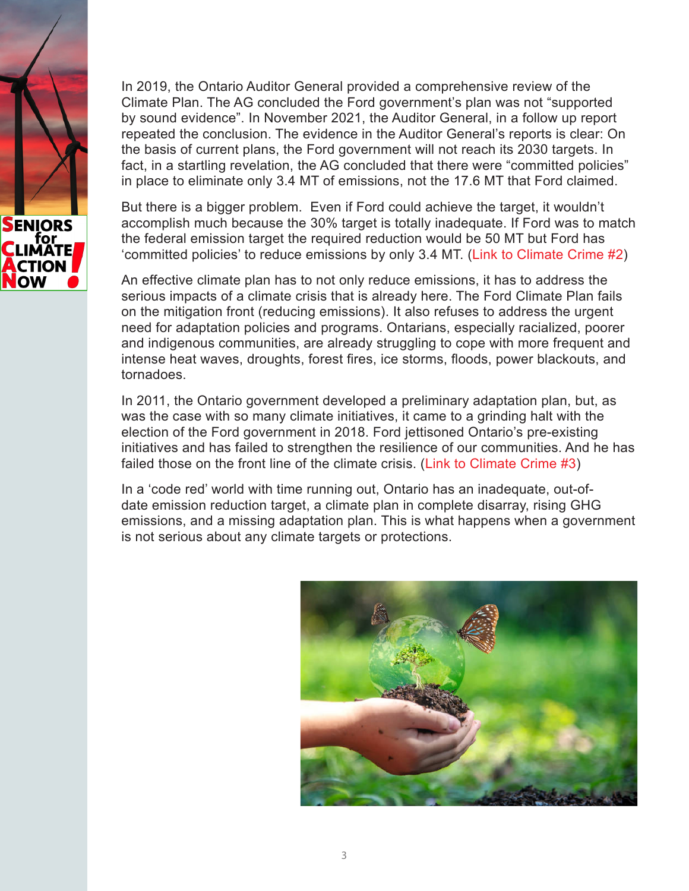In 2019, the Ontario Auditor General provided a comprehensive review of the Climate Plan. The AG concluded the Ford government's plan was not "supported by sound evidence". In November 2021, the Auditor General, in a follow up report repeated the conclusion. The evidence in the Auditor General's reports is clear: On the basis of current plans, the Ford government will not reach its 2030 targets. In fact, in a startling revelation, the AG concluded that there were "committed policies" in place to eliminate only 3.4 MT of emissions, not the 17.6 MT that Ford claimed.

But there is a bigger problem. Even if Ford could achieve the target, it wouldn't accomplish much because the 30% target is totally inadequate. If Ford was to match the federal emission target the required reduction would be 50 MT but Ford has 'committed policies' to reduce emissions by only 3.4 MT. (Link to Climate Crime #2)

An effective climate plan has to not only reduce emissions, it has to address the serious impacts of a climate crisis that is already here. The Ford Climate Plan fails on the mitigation front (reducing emissions). It also refuses to address the urgent need for adaptation policies and programs. Ontarians, especially racialized, poorer and indigenous communities, are already struggling to cope with more frequent and intense heat waves, droughts, forest fires, ice storms, floods, power blackouts, and tornadoes.

In 2011, the Ontario government developed a preliminary adaptation plan, but, as was the case with so many climate initiatives, it came to a grinding halt with the election of the Ford government in 2018. Ford jettisoned Ontario's pre-existing initiatives and has failed to strengthen the resilience of our communities. And he has failed those on the front line of the climate crisis. (Link to Climate Crime #3)

In a 'code red' world with time running out, Ontario has an inadequate, out-of-date emission reduction target, a climate plan in complete disarray, rising GHG emissions, and a missing adaptation plan. This is what happens when a government is not serious about any climate targets or protections.